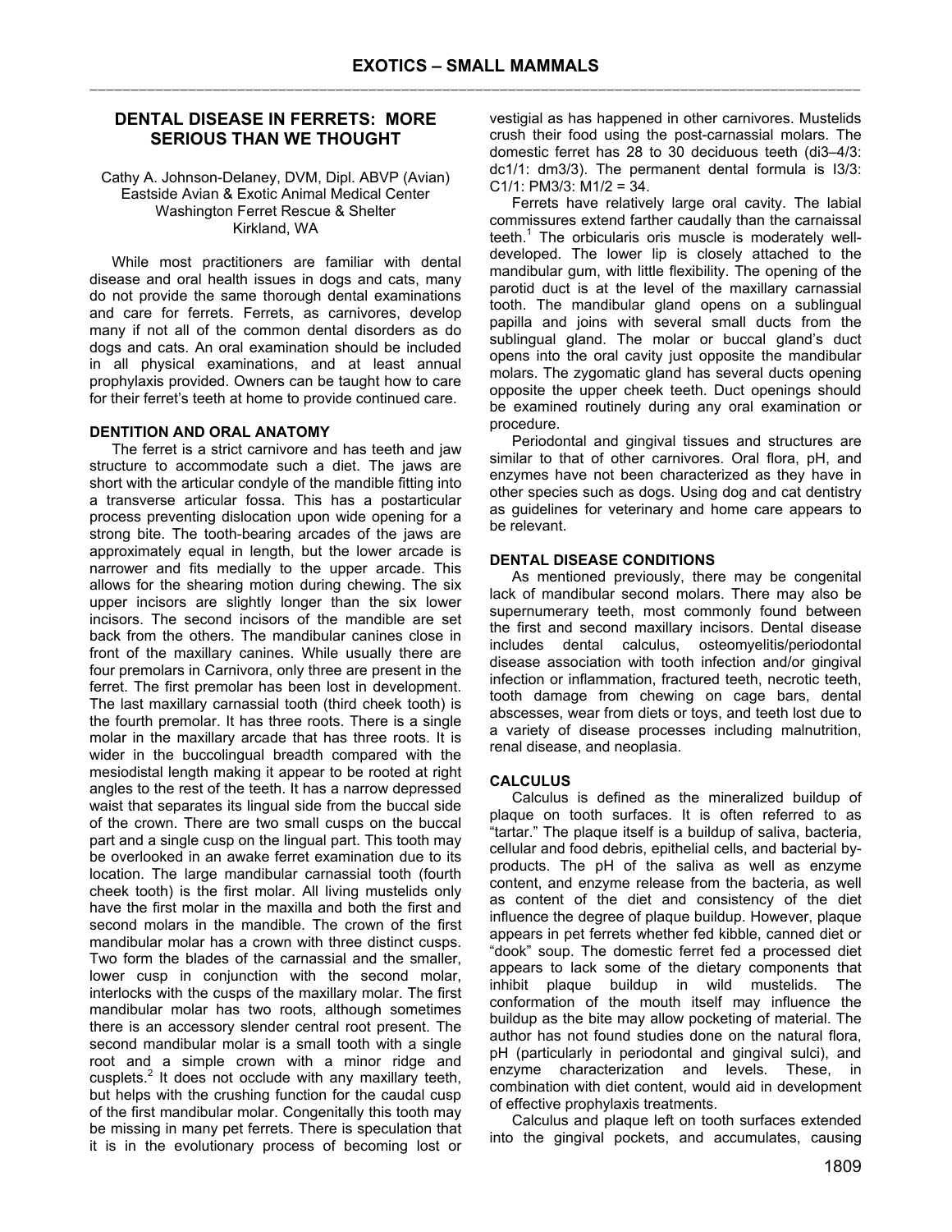# DENTAL DISEASE IN FERRETS: MORE SERIOUS THAN WE THOUGHT

Cathy A. Johnson-Delaney, DVM, Dipl. ABVP (Avian)
Eastside Avian & Exotic Animal Medical Center
Washington Ferret Rescue & Shelter
Kirkland, WA

While most practitioners are familiar with dental disease and oral health issues in dogs and cats, many do not provide the same thorough dental examinations and care for ferrets. Ferrets, as carnivores, develop many if not all of the common dental disorders as do dogs and cats. An oral examination should be included in all physical examinations, and at least annual prophylaxis provided. Owners can be taught how to care for their ferret's teeth at home to provide continued care.

## DENTITION AND ORAL ANATOMY

The ferret is a strict carnivore and has teeth and jaw structure to accommodate such a diet. The jaws are short with the articular condyle of the mandible fitting into a transverse articular fossa. This has a postarticular process preventing dislocation upon wide opening for a strong bite. The tooth-bearing arcades of the jaws are approximately equal in length, but the lower arcade is narrower and fits medially to the upper arcade. This allows for the shearing motion during chewing. The six upper incisors are slightly longer than the six lower incisors. The second incisors of the mandible are set back from the others. The mandibular canines close in front of the maxillary canines. While usually there are four premolars in Carnivora, only three are present in the ferret. The first premolar has been lost in development. The last maxillary carnassial tooth (third cheek tooth) is the fourth premolar. It has three roots. There is a single molar in the maxillary arcade that has three roots. It is wider in the buccolingual breadth compared with the mesiodistal length making it appear to be rooted at right angles to the rest of the teeth. It has a narrow depressed waist that separates its lingual side from the buccal side of the crown. There are two small cusps on the buccal part and a single cusp on the lingual part. This tooth may be overlooked in an awake ferret examination due to its location. The large mandibular carnassial tooth (fourth cheek tooth) is the first molar. All living mustelids only have the first molar in the maxilla and both the first and second molars in the mandible. The crown of the first mandibular molar has a crown with three distinct cusps. Two form the blades of the carnassial and the smaller, lower cusp in conjunction with the second molar, interlocks with the cusps of the maxillary molar. The first mandibular molar has two roots, although sometimes there is an accessory slender central root present. The second mandibular molar is a small tooth with a single root and a simple crown with a minor ridge and cusplets.[2] It does not occlude with any maxillary teeth, but helps with the crushing function for the caudal cusp of the first mandibular molar. Congenitally this tooth may be missing in many pet ferrets. There is speculation that it is in the evolutionary process of becoming lost or vestigial as has happened in other carnivores. Mustelids crush their food using the post-carnassial molars. The domestic ferret has 28 to 30 deciduous teeth (di3–4/3: dc1/1: dm3/3). The permanent dental formula is I3/3: C1/1: PM3/3: M1/2 = 34.

Ferrets have relatively large oral cavity. The labial commissures extend farther caudally than the carnaissal teeth.[1] The orbicularis oris muscle is moderately well-developed. The lower lip is closely attached to the mandibular gum, with little flexibility. The opening of the parotid duct is at the level of the maxillary carnassial tooth. The mandibular gland opens on a sublingual papilla and joins with several small ducts from the sublingual gland. The molar or buccal gland's duct opens into the oral cavity just opposite the mandibular molars. The zygomatic gland has several ducts opening opposite the upper cheek teeth. Duct openings should be examined routinely during any oral examination or procedure.

Periodontal and gingival tissues and structures are similar to that of other carnivores. Oral flora, pH, and enzymes have not been characterized as they have in other species such as dogs. Using dog and cat dentistry as guidelines for veterinary and home care appears to be relevant.

## DENTAL DISEASE CONDITIONS

As mentioned previously, there may be congenital lack of mandibular second molars. There may also be supernumerary teeth, most commonly found between the first and second maxillary incisors. Dental disease includes dental calculus, osteomyelitis/periodontal disease association with tooth infection and/or gingival infection or inflammation, fractured teeth, necrotic teeth, tooth damage from chewing on cage bars, dental abscesses, wear from diets or toys, and teeth lost due to a variety of disease processes including malnutrition, renal disease, and neoplasia.

## CALCULUS

Calculus is defined as the mineralized buildup of plaque on tooth surfaces. It is often referred to as "tartar." The plaque itself is a buildup of saliva, bacteria, cellular and food debris, epithelial cells, and bacterial by-products. The pH of the saliva as well as enzyme content, and enzyme release from the bacteria, as well as content of the diet and consistency of the diet influence the degree of plaque buildup. However, plaque appears in pet ferrets whether fed kibble, canned diet or "dook" soup. The domestic ferret fed a processed diet appears to lack some of the dietary components that inhibit plaque buildup in wild mustelids. The conformation of the mouth itself may influence the buildup as the bite may allow pocketing of material. The author has not found studies done on the natural flora, pH (particularly in periodontal and gingival sulci), and enzyme characterization and levels. These, in combination with diet content, would aid in development of effective prophylaxis treatments.

Calculus and plaque left on tooth surfaces extended into the gingival pockets, and accumulates, causing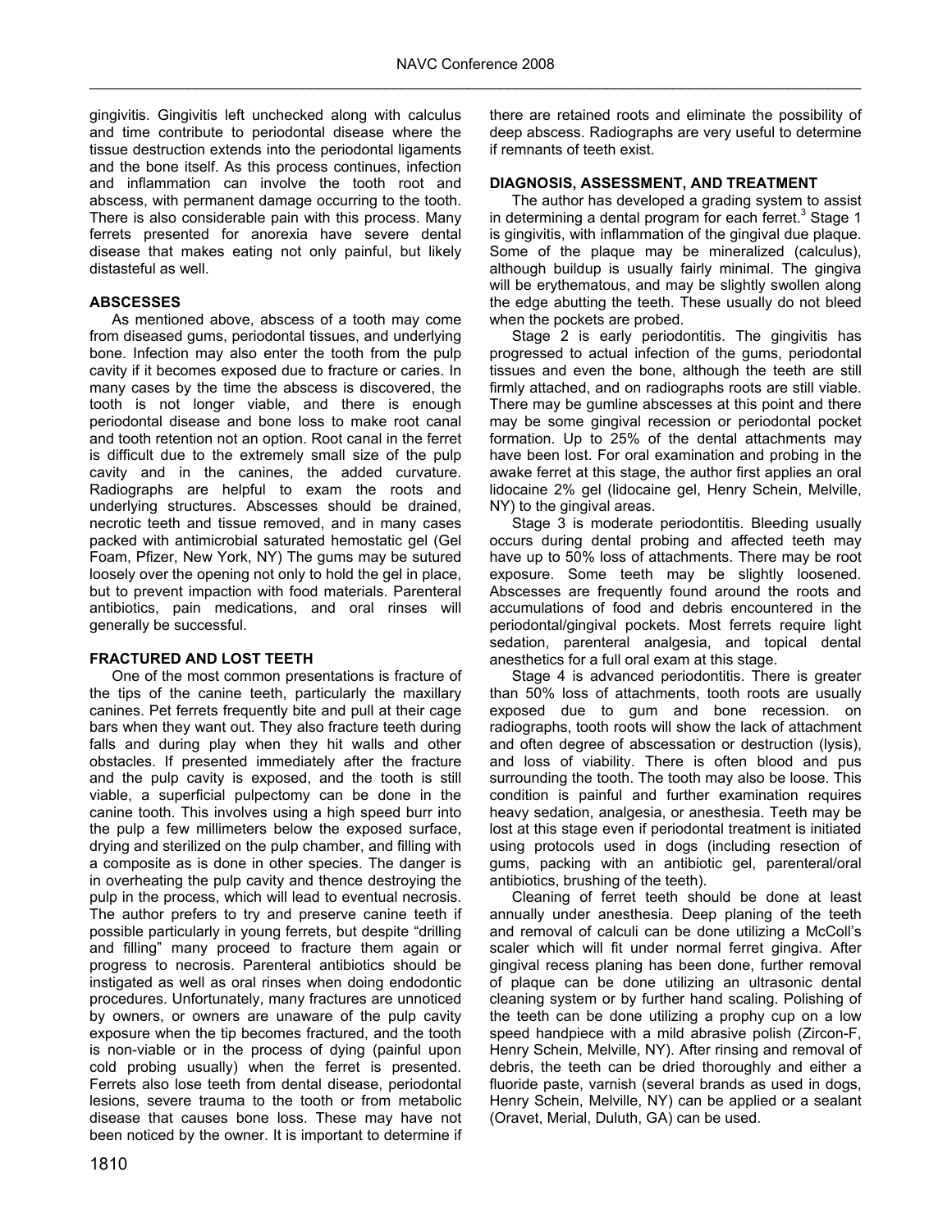gingivitis. Gingivitis left unchecked along with calculus and time contribute to periodontal disease where the tissue destruction extends into the periodontal ligaments and the bone itself. As this process continues, infection and inflammation can involve the tooth root and abscess, with permanent damage occurring to the tooth. There is also considerable pain with this process. Many ferrets presented for anorexia have severe dental disease that makes eating not only painful, but likely distasteful as well.

## ABSCESSES

As mentioned above, abscess of a tooth may come from diseased gums, periodontal tissues, and underlying bone. Infection may also enter the tooth from the pulp cavity if it becomes exposed due to fracture or caries. In many cases by the time the abscess is discovered, the tooth is not longer viable, and there is enough periodontal disease and bone loss to make root canal and tooth retention not an option. Root canal in the ferret is difficult due to the extremely small size of the pulp cavity and in the canines, the added curvature. Radiographs are helpful to exam the roots and underlying structures. Abscesses should be drained, necrotic teeth and tissue removed, and in many cases packed with antimicrobial saturated hemostatic gel (Gel Foam, Pfizer, New York, NY) The gums may be sutured loosely over the opening not only to hold the gel in place, but to prevent impaction with food materials. Parenteral antibiotics, pain medications, and oral rinses will generally be successful.

## FRACTURED AND LOST TEETH

One of the most common presentations is fracture of the tips of the canine teeth, particularly the maxillary canines. Pet ferrets frequently bite and pull at their cage bars when they want out. They also fracture teeth during falls and during play when they hit walls and other obstacles. If presented immediately after the fracture and the pulp cavity is exposed, and the tooth is still viable, a superficial pulpectomy can be done in the canine tooth. This involves using a high speed burr into the pulp a few millimeters below the exposed surface, drying and sterilized on the pulp chamber, and filling with a composite as is done in other species. The danger is in overheating the pulp cavity and thence destroying the pulp in the process, which will lead to eventual necrosis. The author prefers to try and preserve canine teeth if possible particularly in young ferrets, but despite "drilling and filling" many proceed to fracture them again or progress to necrosis. Parenteral antibiotics should be instigated as well as oral rinses when doing endodontic procedures. Unfortunately, many fractures are unnoticed by owners, or owners are unaware of the pulp cavity exposure when the tip becomes fractured, and the tooth is non-viable or in the process of dying (painful upon cold probing usually) when the ferret is presented. Ferrets also lose teeth from dental disease, periodontal lesions, severe trauma to the tooth or from metabolic disease that causes bone loss. These may have not been noticed by the owner. It is important to determine if there are retained roots and eliminate the possibility of deep abscess. Radiographs are very useful to determine if remnants of teeth exist.

## DIAGNOSIS, ASSESSMENT, AND TREATMENT

The author has developed a grading system to assist in determining a dental program for each ferret.[3] Stage 1 is gingivitis, with inflammation of the gingival due plaque. Some of the plaque may be mineralized (calculus), although buildup is usually fairly minimal. The gingiva will be erythematous, and may be slightly swollen along the edge abutting the teeth. These usually do not bleed when the pockets are probed.

Stage 2 is early periodontitis. The gingivitis has progressed to actual infection of the gums, periodontal tissues and even the bone, although the teeth are still firmly attached, and on radiographs roots are still viable. There may be gumline abscesses at this point and there may be some gingival recession or periodontal pocket formation. Up to 25% of the dental attachments may have been lost. For oral examination and probing in the awake ferret at this stage, the author first applies an oral lidocaine 2% gel (lidocaine gel, Henry Schein, Melville, NY) to the gingival areas.

Stage 3 is moderate periodontitis. Bleeding usually occurs during dental probing and affected teeth may have up to 50% loss of attachments. There may be root exposure. Some teeth may be slightly loosened. Abscesses are frequently found around the roots and accumulations of food and debris encountered in the periodontal/gingival pockets. Most ferrets require light sedation, parenteral analgesia, and topical dental anesthetics for a full oral exam at this stage.

Stage 4 is advanced periodontitis. There is greater than 50% loss of attachments, tooth roots are usually exposed due to gum and bone recession. on radiographs, tooth roots will show the lack of attachment and often degree of abscessation or destruction (lysis), and loss of viability. There is often blood and pus surrounding the tooth. The tooth may also be loose. This condition is painful and further examination requires heavy sedation, analgesia, or anesthesia. Teeth may be lost at this stage even if periodontal treatment is initiated using protocols used in dogs (including resection of gums, packing with an antibiotic gel, parenteral/oral antibiotics, brushing of the teeth).

Cleaning of ferret teeth should be done at least annually under anesthesia. Deep planing of the teeth and removal of calculi can be done utilizing a McColl's scaler which will fit under normal ferret gingiva. After gingival recess planing has been done, further removal of plaque can be done utilizing an ultrasonic dental cleaning system or by further hand scaling. Polishing of the teeth can be done utilizing a prophy cup on a low speed handpiece with a mild abrasive polish (Zircon-F, Henry Schein, Melville, NY). After rinsing and removal of debris, the teeth can be dried thoroughly and either a fluoride paste, varnish (several brands as used in dogs, Henry Schein, Melville, NY) can be applied or a sealant (Oravet, Merial, Duluth, GA) can be used.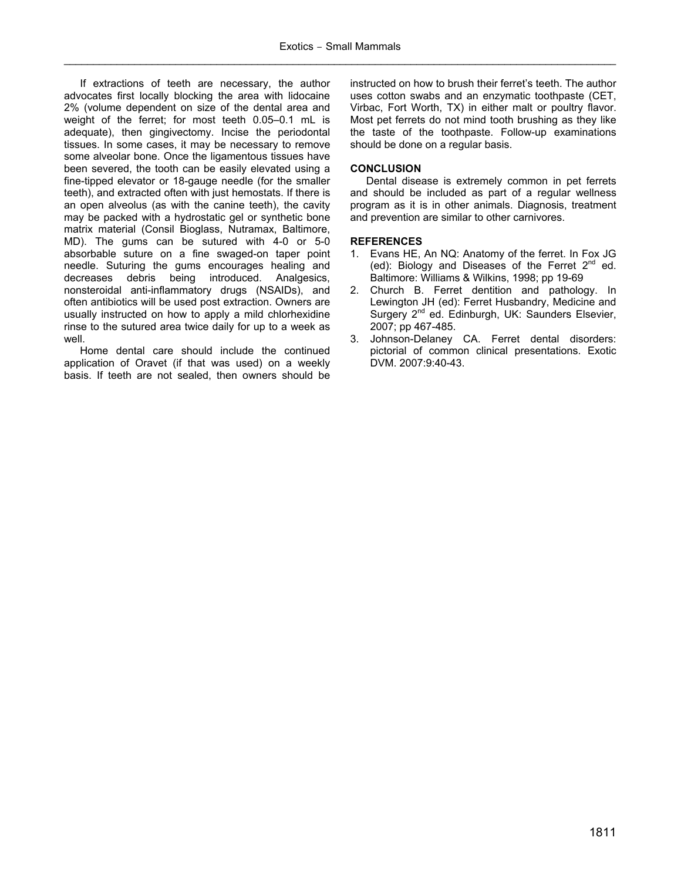If extractions of teeth are necessary, the author advocates first locally blocking the area with lidocaine 2% (volume dependent on size of the dental area and weight of the ferret; for most teeth 0.05–0.1 mL is adequate), then gingivectomy. Incise the periodontal tissues. In some cases, it may be necessary to remove some alveolar bone. Once the ligamentous tissues have been severed, the tooth can be easily elevated using a fine-tipped elevator or 18-gauge needle (for the smaller teeth), and extracted often with just hemostats. If there is an open alveolus (as with the canine teeth), the cavity may be packed with a hydrostatic gel or synthetic bone matrix material (Consil Bioglass, Nutramax, Baltimore, MD). The gums can be sutured with 4-0 or 5-0 absorbable suture on a fine swaged-on taper point needle. Suturing the gums encourages healing and decreases debris being introduced. Analgesics, nonsteroidal anti-inflammatory drugs (NSAIDs), and often antibiotics will be used post extraction. Owners are usually instructed on how to apply a mild chlorhexidine rinse to the sutured area twice daily for up to a week as well.

Home dental care should include the continued application of Oravet (if that was used) on a weekly basis. If teeth are not sealed, then owners should be instructed on how to brush their ferret's teeth. The author uses cotton swabs and an enzymatic toothpaste (CET, Virbac, Fort Worth, TX) in either malt or poultry flavor. Most pet ferrets do not mind tooth brushing as they like the taste of the toothpaste. Follow-up examinations should be done on a regular basis.

## CONCLUSION

Dental disease is extremely common in pet ferrets and should be included as part of a regular wellness program as it is in other animals. Diagnosis, treatment and prevention are similar to other carnivores.

## REFERENCES

1. Evans HE, An NQ: Anatomy of the ferret. In Fox JG (ed): Biology and Diseases of the Ferret 2nd ed. Baltimore: Williams & Wilkins, 1998; pp 19-69
2. Church B. Ferret dentition and pathology. In Lewington JH (ed): Ferret Husbandry, Medicine and Surgery 2nd ed. Edinburgh, UK: Saunders Elsevier, 2007; pp 467-485.
3. Johnson-Delaney CA. Ferret dental disorders: pictorial of common clinical presentations. Exotic DVM. 2007:9:40-43.